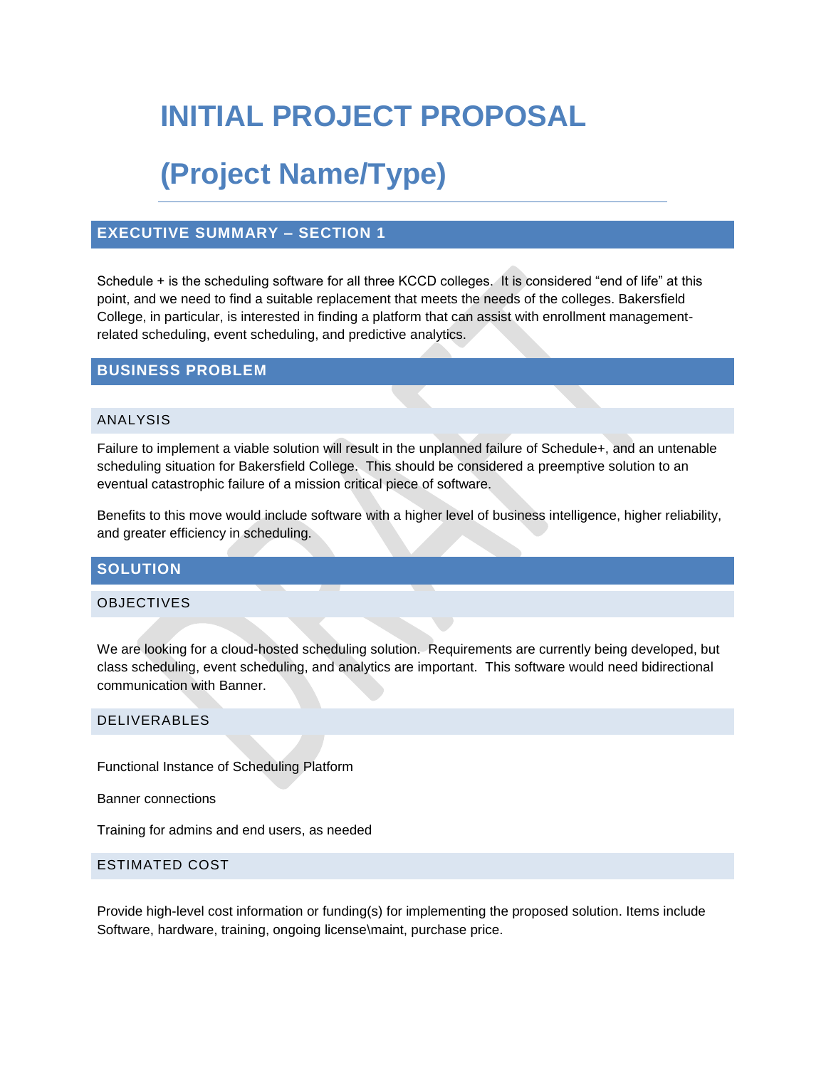# INITIAL PROJECT PROPOSAL

# (Project Name/Type)

## EXECUTIVE SUMMARY – SECTION 1

Schedule + is the scheduling software for all three KCCD colleges. It is considered "end of life" at this point, and we need to find a suitable replacement that meets the needs of the colleges. Bakersfield College, in particular, is interested in finding a platform that can assist with enrollment management-related scheduling, event scheduling, and predictive analytics.

## BUSINESS PROBLEM

### ANALYSIS

Failure to implement a viable solution will result in the unplanned failure of Schedule+, and an untenable scheduling situation for Bakersfield College. This should be considered a preemptive solution to an eventual catastrophic failure of a mission critical piece of software.

Benefits to this move would include software with a higher level of business intelligence, higher reliability, and greater efficiency in scheduling.

## SOLUTION

### OBJECTIVES

We are looking for a cloud-hosted scheduling solution. Requirements are currently being developed, but class scheduling, event scheduling, and analytics are important. This software would need bidirectional communication with Banner.

### DELIVERABLES

Functional Instance of Scheduling Platform

Banner connections

Training for admins and end users, as needed

### ESTIMATED COST

Provide high-level cost information or funding(s) for implementing the proposed solution. Items include Software, hardware, training, ongoing license\maint, purchase price.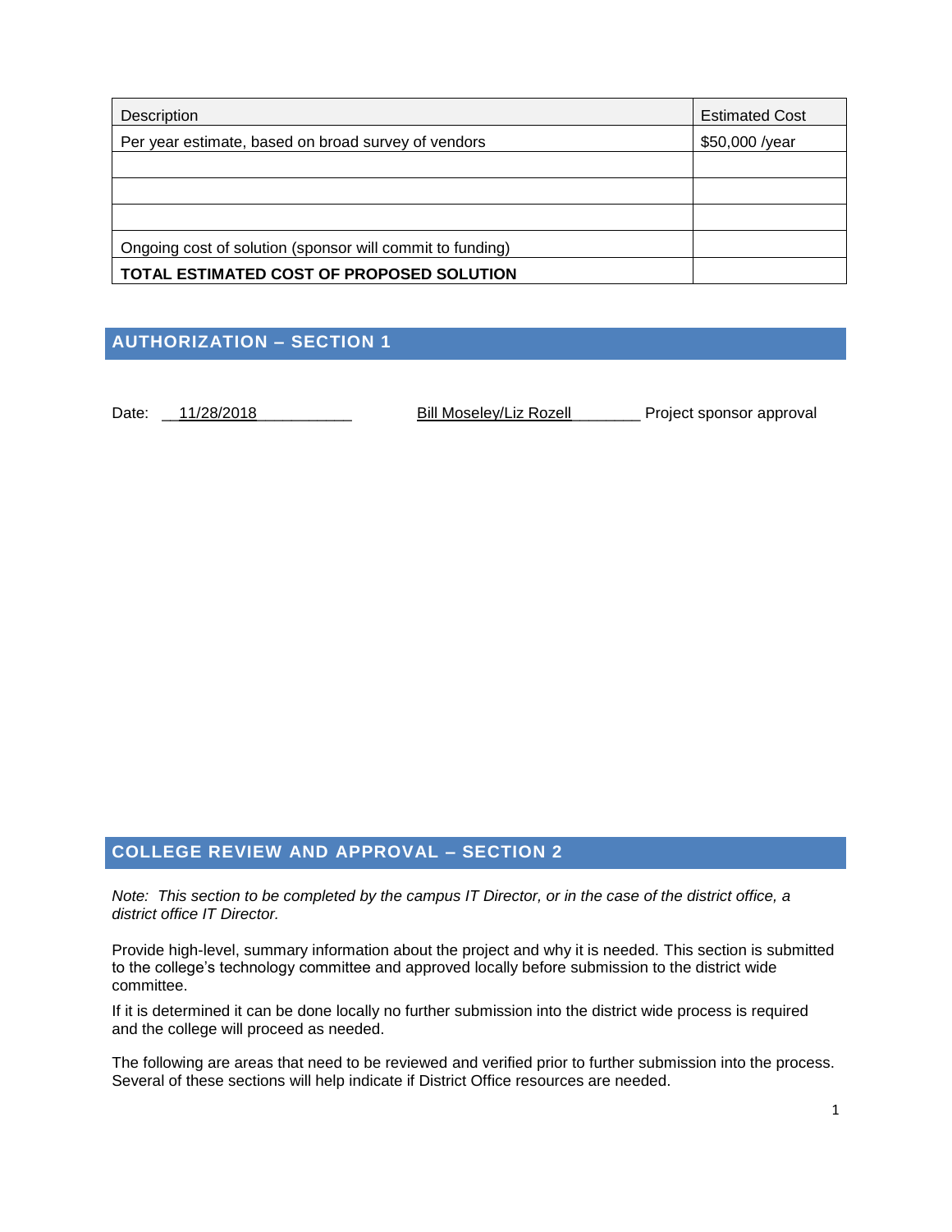| Description | Estimated Cost |
|---|---|
| Per year estimate, based on broad survey of vendors | $50,000 /year |
| | |
| | |
| | |
| Ongoing cost of solution (sponsor will commit to funding) | |
| **TOTAL ESTIMATED COST OF PROPOSED SOLUTION** | |

## AUTHORIZATION – SECTION 1

Date: 11/28/2018 Bill Moseley/Liz Rozell Project sponsor approval

## COLLEGE REVIEW AND APPROVAL – SECTION 2

*Note: This section to be completed by the campus IT Director, or in the case of the district office, a district office IT Director.*

Provide high-level, summary information about the project and why it is needed. This section is submitted to the college's technology committee and approved locally before submission to the district wide committee.

If it is determined it can be done locally no further submission into the district wide process is required and the college will proceed as needed.

The following are areas that need to be reviewed and verified prior to further submission into the process. Several of these sections will help indicate if District Office resources are needed.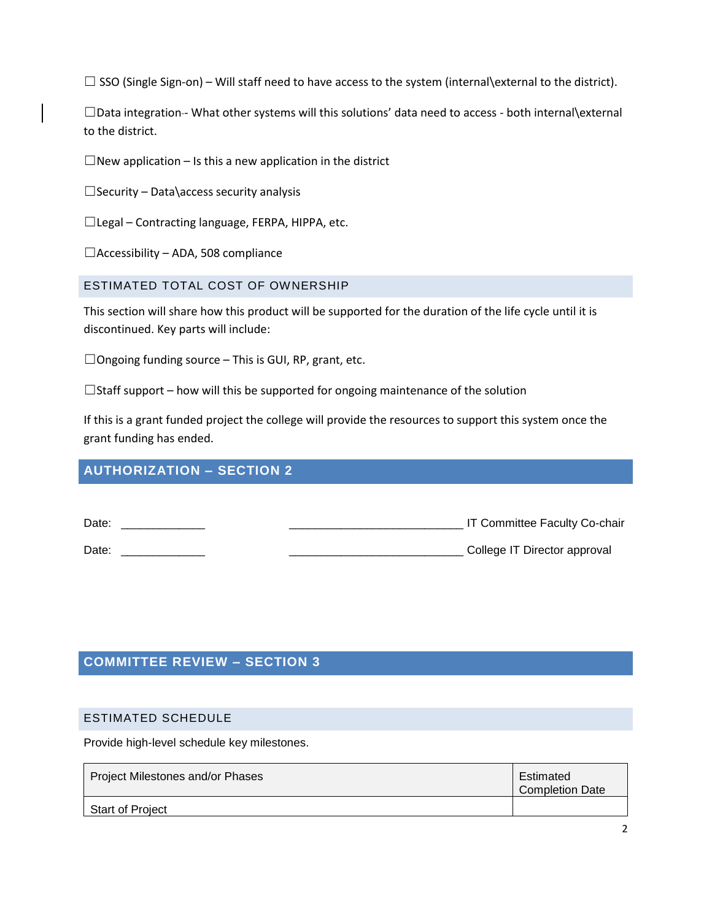☐ SSO (Single Sign-on) – Will staff need to have access to the system (internal\external to the district).

☐Data integration-- What other systems will this solutions' data need to access - both internal\external to the district.

☐New application – Is this a new application in the district

☐Security – Data\access security analysis

☐Legal – Contracting language, FERPA, HIPPA, etc.

☐Accessibility – ADA, 508 compliance

### ESTIMATED TOTAL COST OF OWNERSHIP

This section will share how this product will be supported for the duration of the life cycle until it is discontinued. Key parts will include:

☐Ongoing funding source – This is GUI, RP, grant, etc.

☐Staff support – how will this be supported for ongoing maintenance of the solution

If this is a grant funded project the college will provide the resources to support this system once the grant funding has ended.

## AUTHORIZATION – SECTION 2

Date: _____________ ___________________________ IT Committee Faculty Co-chair

Date: _____________ ___________________________ College IT Director approval

## COMMITTEE REVIEW – SECTION 3

### ESTIMATED SCHEDULE

Provide high-level schedule key milestones.

| Project Milestones and/or Phases | Estimated Completion Date |
|---|---|
| Start of Project | |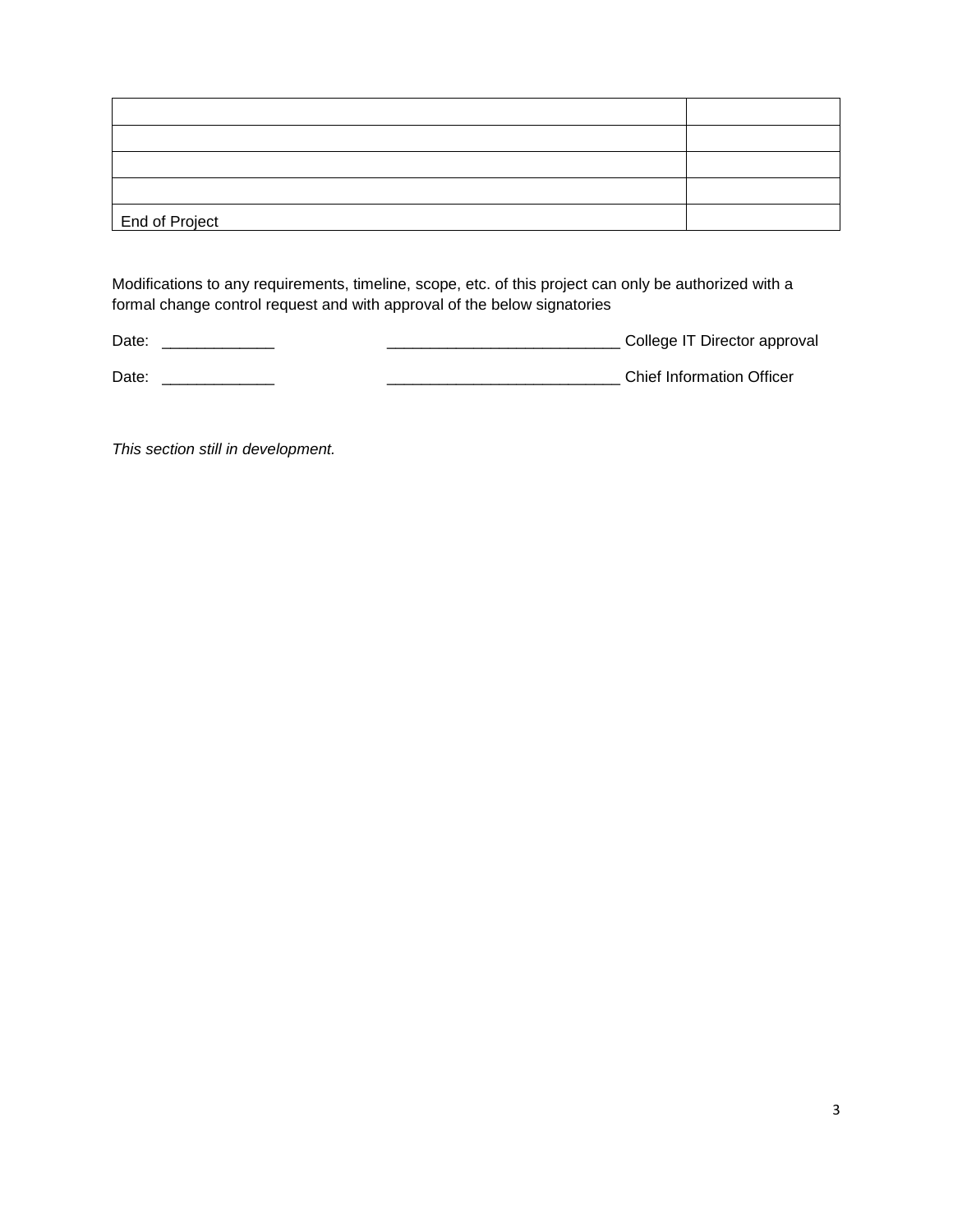| | |
|---|---|
| | |
| | |
| | |
| | |
| End of Project | |

Modifications to any requirements, timeline, scope, etc. of this project can only be authorized with a formal change control request and with approval of the below signatories

Date: _____________ ___________________________ College IT Director approval

Date: _____________ ___________________________ Chief Information Officer

*This section still in development.*